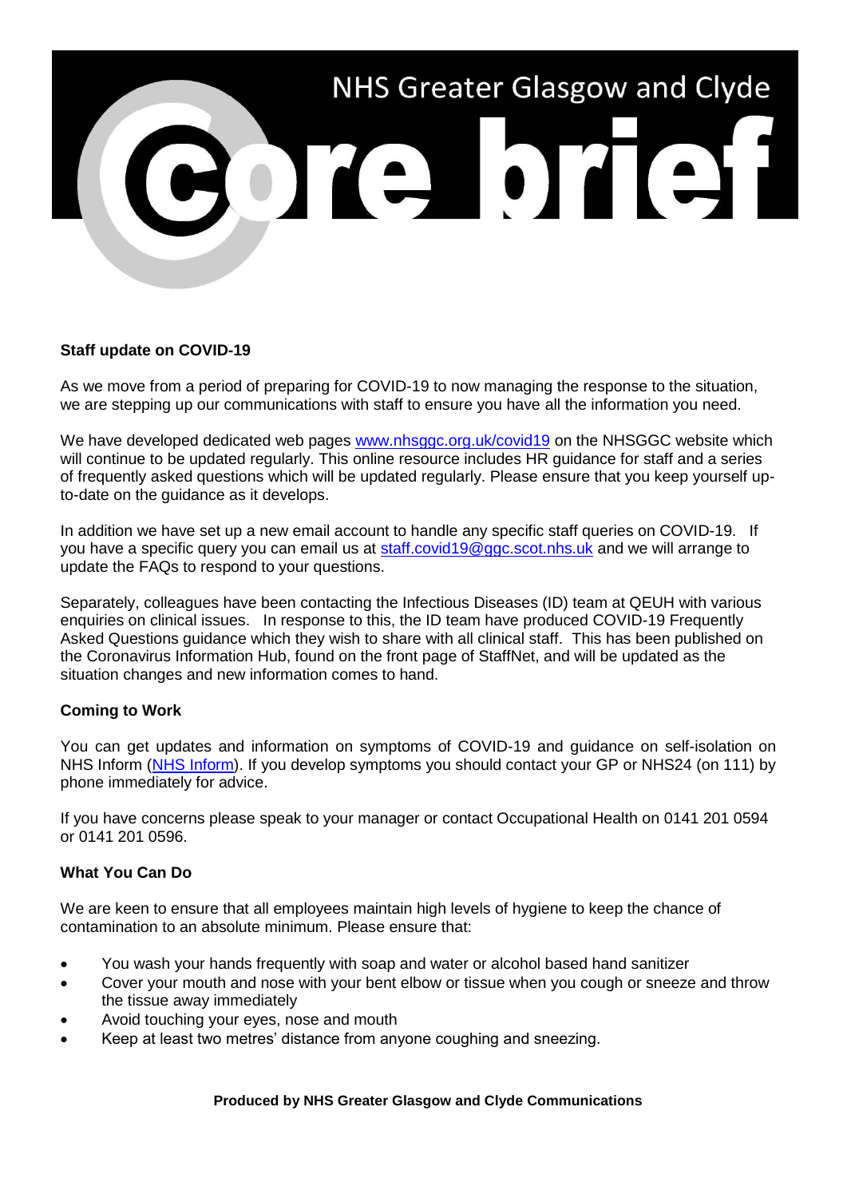# NHS Greater Glasgow and Clyde

# core brief

**Staff update on COVID-19**

As we move from a period of preparing for COVID-19 to now managing the response to the situation, we are stepping up our communications with staff to ensure you have all the information you need.

We have developed dedicated web pages www.nhsggc.org.uk/covid19 on the NHSGGC website which will continue to be updated regularly. This online resource includes HR guidance for staff and a series of frequently asked questions which will be updated regularly. Please ensure that you keep yourself up-to-date on the guidance as it develops.

In addition we have set up a new email account to handle any specific staff queries on COVID-19. If you have a specific query you can email us at staff.covid19@ggc.scot.nhs.uk and we will arrange to update the FAQs to respond to your questions.

Separately, colleagues have been contacting the Infectious Diseases (ID) team at QEUH with various enquiries on clinical issues. In response to this, the ID team have produced COVID-19 Frequently Asked Questions guidance which they wish to share with all clinical staff. This has been published on the Coronavirus Information Hub, found on the front page of StaffNet, and will be updated as the situation changes and new information comes to hand.

**Coming to Work**

You can get updates and information on symptoms of COVID-19 and guidance on self-isolation on NHS Inform (NHS Inform). If you develop symptoms you should contact your GP or NHS24 (on 111) by phone immediately for advice.

If you have concerns please speak to your manager or contact Occupational Health on 0141 201 0594 or 0141 201 0596.

**What You Can Do**

We are keen to ensure that all employees maintain high levels of hygiene to keep the chance of contamination to an absolute minimum. Please ensure that:

- You wash your hands frequently with soap and water or alcohol based hand sanitizer
- Cover your mouth and nose with your bent elbow or tissue when you cough or sneeze and throw the tissue away immediately
- Avoid touching your eyes, nose and mouth
- Keep at least two metres' distance from anyone coughing and sneezing.

**Produced by NHS Greater Glasgow and Clyde Communications**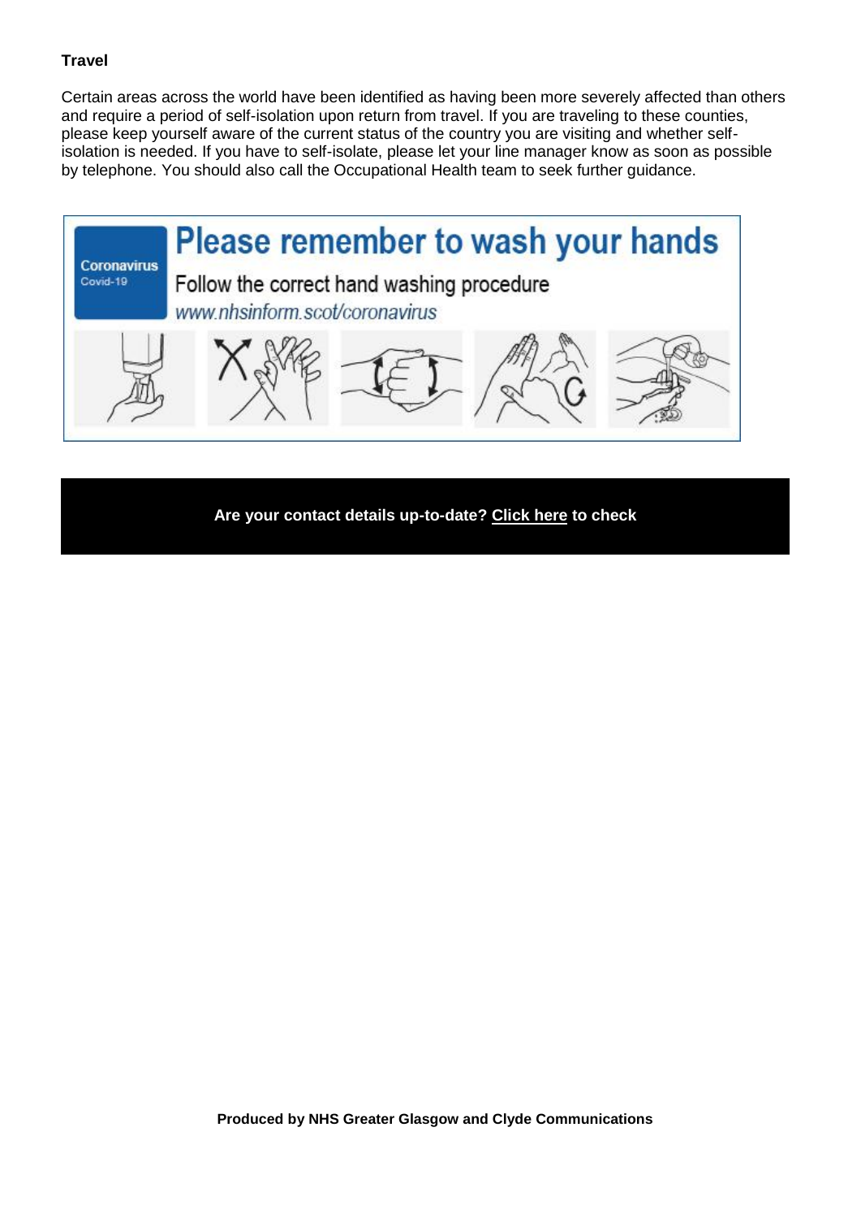**Travel**

Certain areas across the world have been identified as having been more severely affected than others and require a period of self-isolation upon return from travel. If you are traveling to these counties, please keep yourself aware of the current status of the country you are visiting and whether self-isolation is needed. If you have to self-isolate, please let your line manager know as soon as possible by telephone. You should also call the Occupational Health team to seek further guidance.

Coronavirus
Covid-19

Please remember to wash your hands

Follow the correct hand washing procedure

*www.nhsinform.scot/coronavirus*

**Are your contact details up-to-date? Click here to check**

**Produced by NHS Greater Glasgow and Clyde Communications**